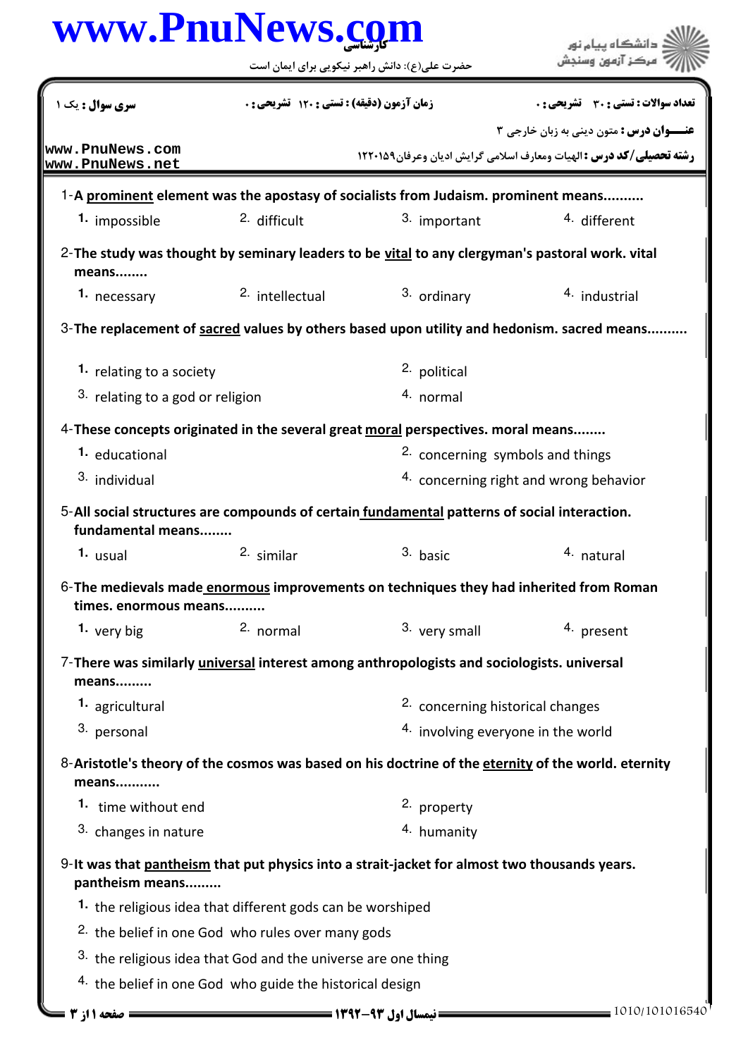www.PnuNews.com

کارشناسی

حضرت علی(ع): دانش راهبر نیکویی برای ایمان است

دانشگاه پیام نور
مرکز آزمون وسنجش

| سری سوال : یک ۱ | زمان آزمون (دقیقه) : تستی : ۱۲۰ تشریحی : ۰ | تعداد سوالات : تستی : ۳۰ تشریحی : ۰ |
|---|---|---|

**عنـــوان درس :** متون دینی به زبان خارجی ۳

**رشته تحصیلی/کد درس :** الهیات ومعارف اسلامی گرایش ادیان وعرفان۱۲۲۰۱۵۹

www.PnuNews.com
www.PnuNews.net

1-**A prominent element was the apostasy of socialists from Judaism. prominent means..........**

1. impossible
2. difficult
3. important
4. different

2-**The study was thought by seminary leaders to be vital to any clergyman's pastoral work. vital means........**

1. necessary
2. intellectual
3. ordinary
4. industrial

3-**The replacement of sacred values by others based upon utility and hedonism. sacred means..........**

1. relating to a society
2. political
3. relating to a god or religion
4. normal

4-**These concepts originated in the several great moral perspectives. moral means........**

1. educational
2. concerning symbols and things
3. individual
4. concerning right and wrong behavior

5-**All social structures are compounds of certain fundamental patterns of social interaction. fundamental means........**

1. usual
2. similar
3. basic
4. natural

6-**The medievals made enormous improvements on techniques they had inherited from Roman times. enormous means..........**

1. very big
2. normal
3. very small
4. present

7-**There was similarly universal interest among anthropologists and sociologists. universal means.........**

1. agricultural
2. concerning historical changes
3. personal
4. involving everyone in the world

8-**Aristotle's theory of the cosmos was based on his doctrine of the eternity of the world. eternity means...........**

1. time without end
2. property
3. changes in nature
4. humanity

9-**It was that pantheism that put physics into a strait-jacket for almost two thousands years. pantheism means.........**

1. the religious idea that different gods can be worshiped
2. the belief in one God who rules over many gods
3. the religious idea that God and the universe are one thing
4. the belief in one God who guide the historical design

نیمسال اول ۹۳-۱۳۹۲

1010/101016540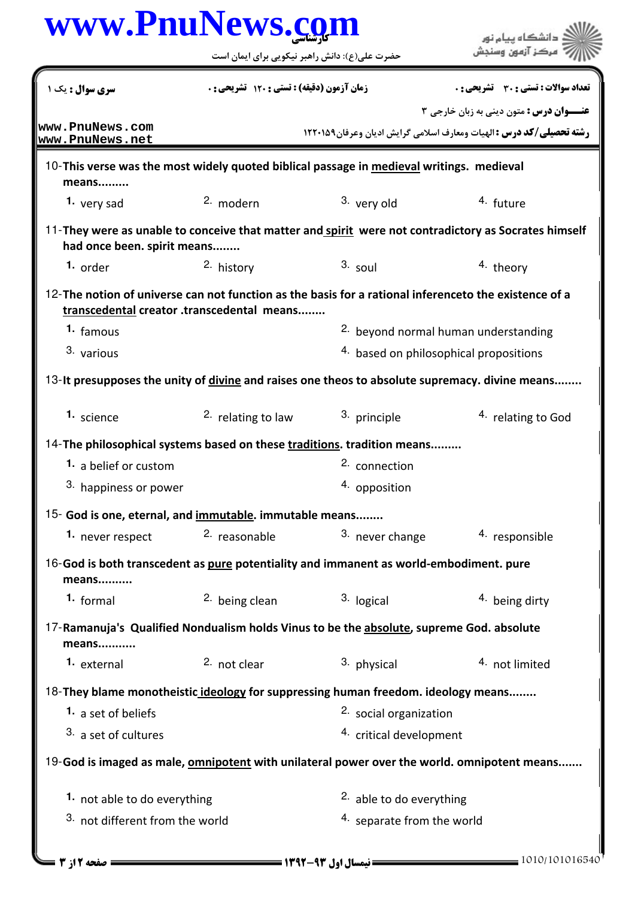10-**This verse was the most widely quoted biblical passage in medieval writings. medieval means.........**

1. very sad
2. modern
3. very old
4. future

11-**They were as unable to conceive that matter and spirit were not contradictory as Socrates himself had once been. spirit means........**

1. order
2. history
3. soul
4. theory

12-**The notion of universe can not function as the basis for a rational inferenceto the existence of a transcedental creator .transcedental means........**

1. famous
2. beyond normal human understanding
3. various
4. based on philosophical propositions

13-**It presupposes the unity of divine and raises one theos to absolute supremacy. divine means........**

1. science
2. relating to law
3. principle
4. relating to God

14-**The philosophical systems based on these traditions. tradition means.........**

1. a belief or custom
2. connection
3. happiness or power
4. opposition

15- **God is one, eternal, and immutable. immutable means........**

1. never respect
2. reasonable
3. never change
4. responsible

16-**God is both transcedent as pure potentiality and immanent as world-embodiment. pure means..........**

1. formal
2. being clean
3. logical
4. being dirty

17-**Ramanuja's Qualified Nondualism holds Vinus to be the absolute, supreme God. absolute means...........**

1. external
2. not clear
3. physical
4. not limited

18-**They blame monotheistic ideology for suppressing human freedom. ideology means........**

1. a set of beliefs
2. social organization
3. a set of cultures
4. critical development

19-**God is imaged as male, omnipotent with unilateral power over the world. omnipotent means.......**

1. not able to do everything
2. able to do everything
3. not different from the world
4. separate from the world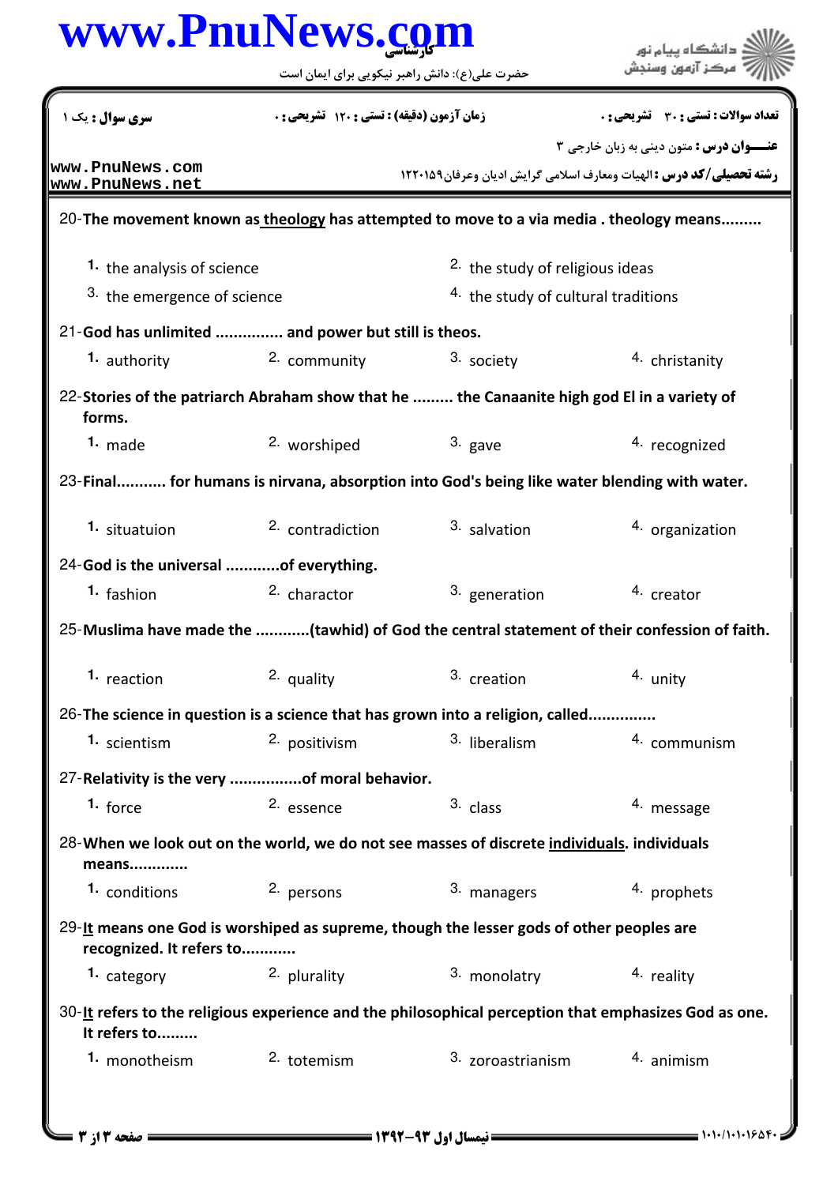| سری سوال : یک ۱ | زمان آزمون (دقیقه) : تستی : ۱۲۰ تشریحی : ۰ | تعداد سوالات : تستی : ۳۰ تشریحی : ۰ |
|---|---|---|
| | | **عنـــوان درس :** متون دینی به زبان خارجی ۳ |
| | | **رشته تحصیلی/کد درس :** الهیات ومعارف اسلامی گرایش ادیان وعرفان۱۲۲۰۱۵۹ |

20-**The movement known as theology has attempted to move to a via media . theology means.........**

1. the analysis of science
2. the study of religious ideas
3. the emergence of science
4. the study of cultural traditions

21-**God has unlimited ............... and power but still is theos.**

1. authority
2. community
3. society
4. christanity

22-**Stories of the patriarch Abraham show that he ......... the Canaanite high god El in a variety of forms.**

1. made
2. worshiped
3. gave
4. recognized

23-**Final........... for humans is nirvana, absorption into God's being like water blending with water.**

1. situatuion
2. contradiction
3. salvation
4. organization

24-**God is the universal ............of everything.**

1. fashion
2. charactor
3. generation
4. creator

25-**Muslima have made the ............(tawhid) of God the central statement of their confession of faith.**

1. reaction
2. quality
3. creation
4. unity

26-**The science in question is a science that has grown into a religion, called...............**

1. scientism
2. positivism
3. liberalism
4. communism

27-**Relativity is the very ................of moral behavior.**

1. force
2. essence
3. class
4. message

28-**When we look out on the world, we do not see masses of discrete individuals. individuals means............**

1. conditions
2. persons
3. managers
4. prophets

29-**It means one God is worshiped as supreme, though the lesser gods of other peoples are recognized. It refers to............**

1. category
2. plurality
3. monolatry
4. reality

30-**It refers to the religious experience and the philosophical perception that emphasizes God as one. It refers to.........**

1. monotheism
2. totemism
3. zoroastrianism
4. animism